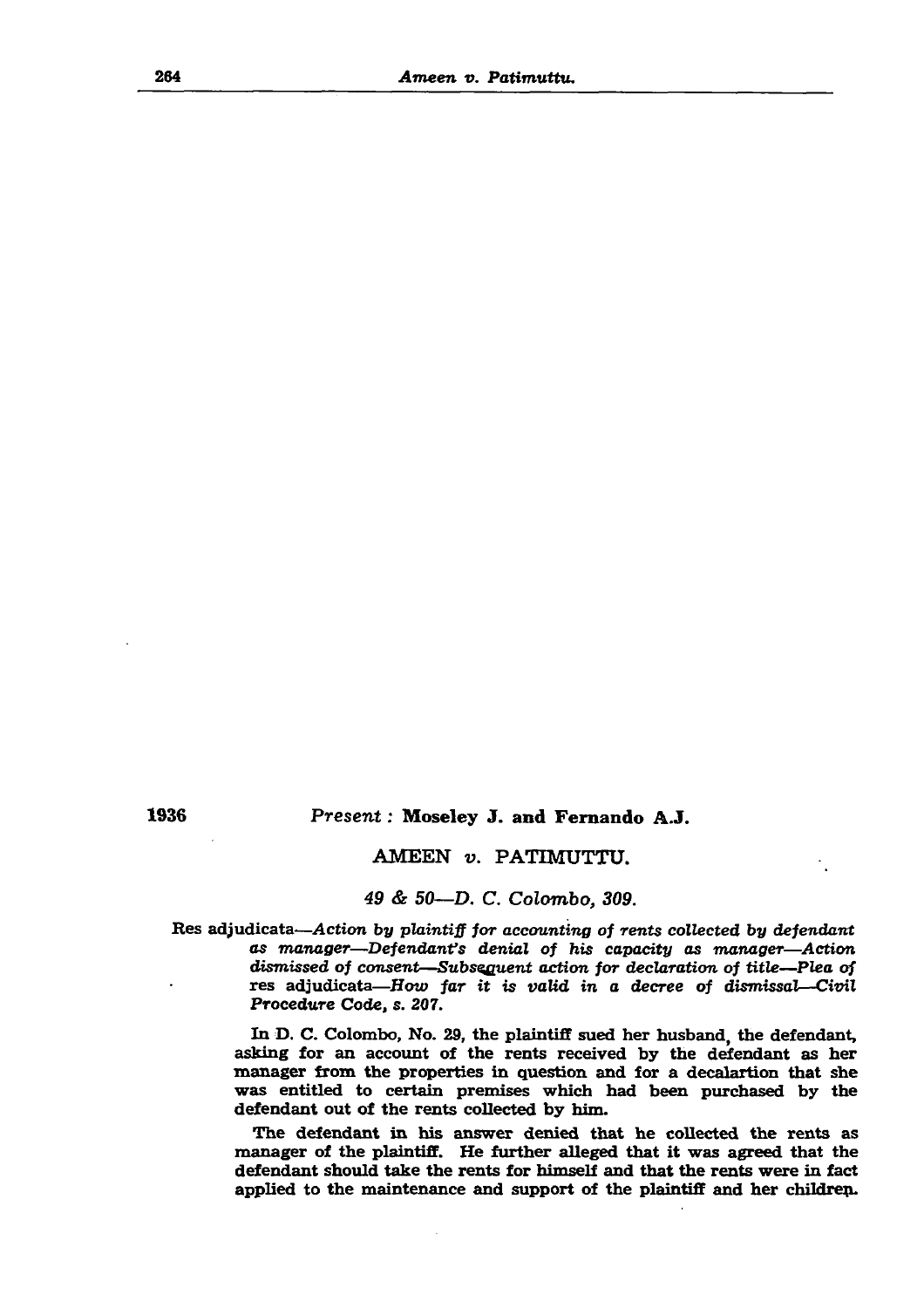1936

Present : **Moseley J. and Fernando A.J.**

AMEEN *v.* PATIMUTTU.

*49 & 50—D. C. Colombo, 309.*

Res adjudicata—*Action by plaintiff for accounting of rents collected by defendant as manager—Defendant's denial of his capacity as manager—Action dismissed of consent—Subsequent action for declaration of title—Plea of* res adjudicata—*How far it is valid in a decree of dismissal—Civil Procedure Code, s. 207.*

In D. C. Colombo, No. 29, the plaintiff sued her husband, the defendant, asking for an account of the rents received by the defendant as her manager from the properties in question and for a decalartion that she was entitled to certain premises which had been purchased by the defendant out of the rents collected by him.

The defendant in his answer denied that he collected the rents as manager of the plaintiff. He further alleged that it was agreed that the defendant should take the rents for himself and that the rents were in fact applied to the maintenance and support of the plaintiff and her children.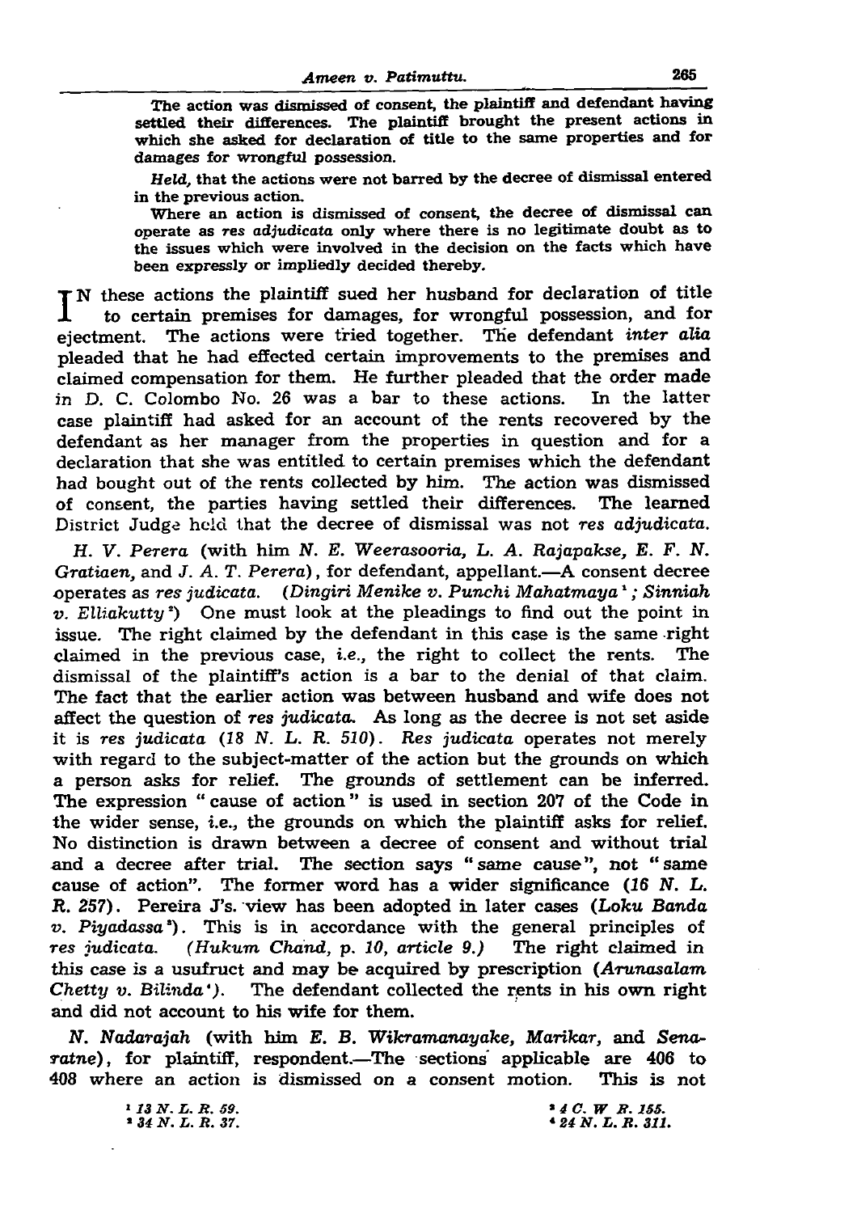The action was dismissed of consent, the plaintiff and defendant having settled their differences. The plaintiff brought the present actions in which she asked for declaration of title to the same properties and for damages for wrongful possession.

*Held,* that the actions were not barred by the decree of dismissal entered in the previous action.

Where an action is dismissed of consent, the decree of dismissal can operate as *res adjudicata* only where there is no legitimate doubt as to the issues which were involved in the decision on the facts which have been expressly or impliedly decided thereby.

IN these actions the plaintiff sued her husband for declaration of title to certain premises for damages, for wrongful possession, and for ejectment. The actions were tried together. The defendant *inter alia* pleaded that he had effected certain improvements to the premises and claimed compensation for them. He further pleaded that the order made in D. C. Colombo No. 26 was a bar to these actions. In the latter case plaintiff had asked for an account of the rents recovered by the defendant as her manager from the properties in question and for a declaration that she was entitled to certain premises which the defendant had bought out of the rents collected by him. The action was dismissed of consent, the parties having settled their differences. The learned District Judge held that the decree of dismissal was not *res adjudicata.*

*H. V. Perera* (with him *N. E. Weerasooria, L. A. Rajapakse, E. F. N. Gratiaen,* and *J. A. T. Perera*), for defendant, appellant.—A consent decree operates as *res judicata.* (*Dingiri Menike v. Punchi Mahatmaya* [1]; *Sinniah v. Elliakutty* [2]) One must look at the pleadings to find out the point in issue. The right claimed by the defendant in this case is the same right claimed in the previous case, *i.e.,* the right to collect the rents. The dismissal of the plaintiff's action is a bar to the denial of that claim. The fact that the earlier action was between husband and wife does not affect the question of *res judicata.* As long as the decree is not set aside it is *res judicata* (*18 N. L. R. 510*). *Res judicata* operates not merely with regard to the subject-matter of the action but the grounds on which a person asks for relief. The grounds of settlement can be inferred. The expression "cause of action" is used in section 207 of the Code in the wider sense, *i.e.,* the grounds on which the plaintiff asks for relief. No distinction is drawn between a decree of consent and without trial and a decree after trial. The section says "same cause", not "same cause of action". The former word has a wider significance (*16 N. L. R. 257*). Pereira J's. view has been adopted in later cases (*Loku Banda v. Piyadassa* [3]). This is in accordance with the general principles of *res judicata.* (*Hukum Chand, p. 10, article 9.*) The right claimed in this case is a usufruct and may be acquired by prescription (*Arunasalam Chetty v. Bilinda* [4]). The defendant collected the rents in his own right and did not account to his wife for them.

*N. Nadarajah* (with him *E. B. Wikramanayake, Marikar,* and *Senaratne*), for plaintiff, respondent.—The sections applicable are 406 to 408 where an action is dismissed on a consent motion. This is not

[1] *13 N. L. R. 59.*
[2] *34 N. L. R. 37.*
[3] *4 C. W. R. 155.*
[4] *24 N. L. R. 311.*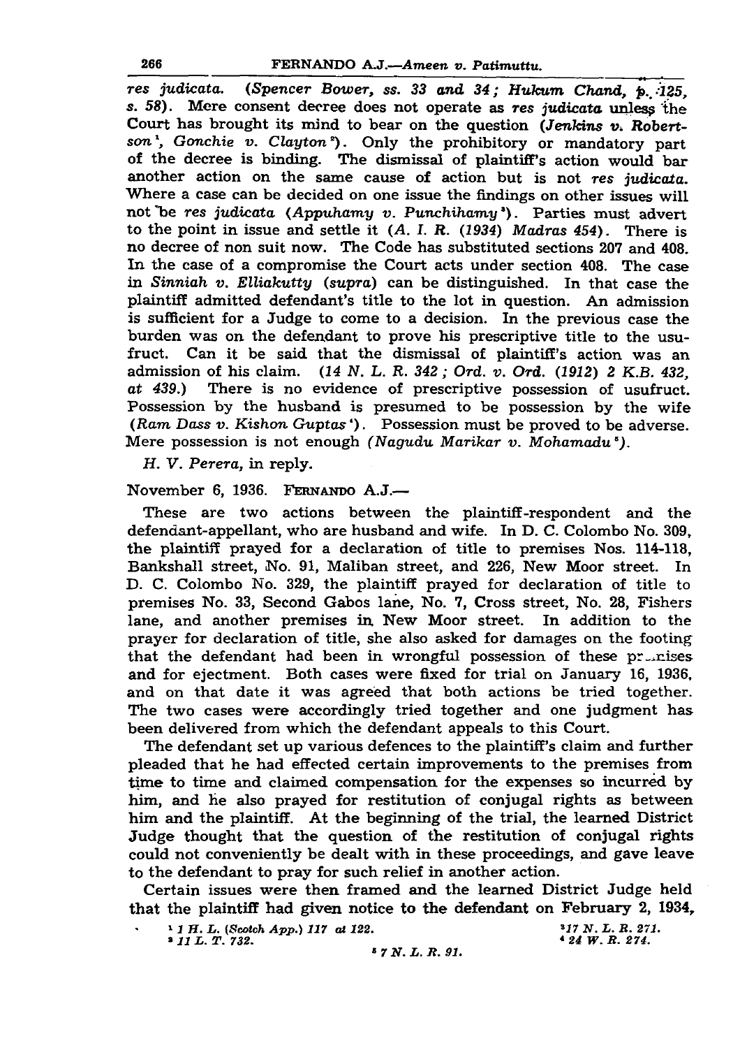*res judicata*. (*Spencer Bower*, ss. 33 *and* 34; *Hukum Chand*, p. 125, s. 58). Mere consent decree does not operate as *res judicata* unless the Court has brought its mind to bear on the question (*Jenkins v. Robertson*[1], *Gonchie v. Clayton*[2]). Only the prohibitory or mandatory part of the decree is binding. The dismissal of plaintiff's action would bar another action on the same cause of action but is not *res judicata*. Where a case can be decided on one issue the findings on other issues will not be *res judicata* (*Appuhamy v. Punchihamy*[3]). Parties must advert to the point in issue and settle it (*A. I. R.* (1934) *Madras* 454). There is no decree of non suit now. The Code has substituted sections 207 and 408. In the case of a compromise the Court acts under section 408. The case in *Sinniah v. Elliakutty* (*supra*) can be distinguished. In that case the plaintiff admitted defendant's title to the lot in question. An admission is sufficient for a Judge to come to a decision. In the previous case the burden was on the defendant to prove his prescriptive title to the usufruct. Can it be said that the dismissal of plaintiff's action was an admission of his claim. (*14 N. L. R. 342*; *Ord. v. Ord.* (1912) *2 K.B. 432, at 439*.) There is no evidence of prescriptive possession of usufruct. Possession by the husband is presumed to be possession by the wife (*Ram Dass v. Kishon Guptas*[4]). Possession must be proved to be adverse. Mere possession is not enough (*Nagudu Marikar v. Mohamadu*[5]).

*H. V. Perera*, in reply.

November 6, 1936. FERNANDO A.J.—

These are two actions between the plaintiff-respondent and the defendant-appellant, who are husband and wife. In D. C. Colombo No. 309, the plaintiff prayed for a declaration of title to premises Nos. 114-118, Bankshall street, No. 91, Maliban street, and 226, New Moor street. In D. C. Colombo No. 329, the plaintiff prayed for declaration of title to premises No. 33, Second Gabos lane, No. 7, Cross street, No. 28, Fishers lane, and another premises in New Moor street. In addition to the prayer for declaration of title, she also asked for damages on the footing that the defendant had been in wrongful possession of these premises and for ejectment. Both cases were fixed for trial on January 16, 1936, and on that date it was agreed that both actions be tried together. The two cases were accordingly tried together and one judgment has been delivered from which the defendant appeals to this Court.

The defendant set up various defences to the plaintiff's claim and further pleaded that he had effected certain improvements to the premises from time to time and claimed compensation for the expenses so incurred by him, and he also prayed for restitution of conjugal rights as between him and the plaintiff. At the beginning of the trial, the learned District Judge thought that the question of the restitution of conjugal rights could not conveniently be dealt with in these proceedings, and gave leave to the defendant to pray for such relief in another action.

Certain issues were then framed and the learned District Judge held that the plaintiff had given notice to the defendant on February 2, 1934,

[1] 1 H. L. (Scotch App.) 117 at 122.

[2] 11 L. T. 732.

[3] 17 N. L. R. 271.

[4] 24 W. R. 274.

[5] 7 N. L. R. 91.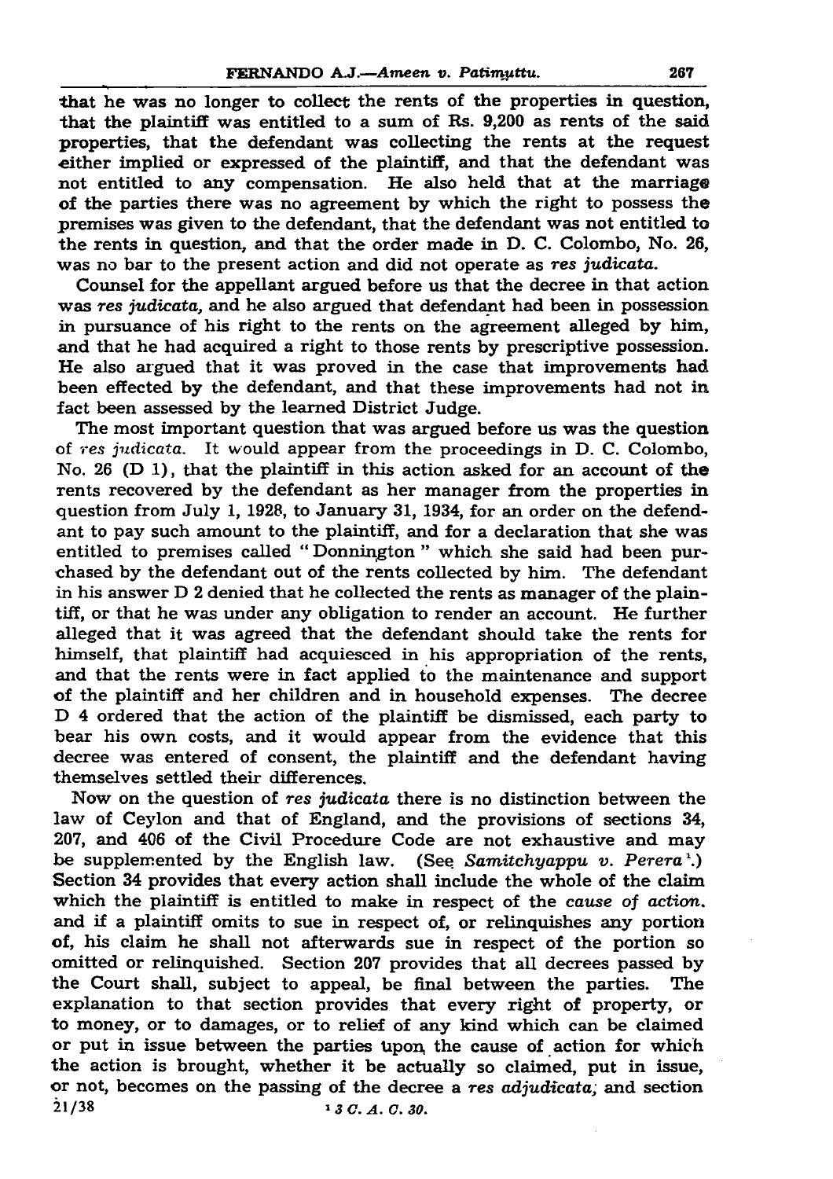that he was no longer to collect the rents of the properties in question, that the plaintiff was entitled to a sum of Rs. 9,200 as rents of the said properties, that the defendant was collecting the rents at the request either implied or expressed of the plaintiff, and that the defendant was not entitled to any compensation. He also held that at the marriage of the parties there was no agreement by which the right to possess the premises was given to the defendant, that the defendant was not entitled to the rents in question, and that the order made in D. C. Colombo, No. 26, was no bar to the present action and did not operate as *res judicata*.

Counsel for the appellant argued before us that the decree in that action was *res judicata*, and he also argued that defendant had been in possession in pursuance of his right to the rents on the agreement alleged by him, and that he had acquired a right to those rents by prescriptive possession. He also argued that it was proved in the case that improvements had been effected by the defendant, and that these improvements had not in fact been assessed by the learned District Judge.

The most important question that was argued before us was the question of *res judicata*. It would appear from the proceedings in D. C. Colombo, No. 26 (D 1), that the plaintiff in this action asked for an account of the rents recovered by the defendant as her manager from the properties in question from July 1, 1928, to January 31, 1934, for an order on the defendant to pay such amount to the plaintiff, and for a declaration that she was entitled to premises called "Donnington" which she said had been purchased by the defendant out of the rents collected by him. The defendant in his answer D 2 denied that he collected the rents as manager of the plaintiff, or that he was under any obligation to render an account. He further alleged that it was agreed that the defendant should take the rents for himself, that plaintiff had acquiesced in his appropriation of the rents, and that the rents were in fact applied to the maintenance and support of the plaintiff and her children and in household expenses. The decree D 4 ordered that the action of the plaintiff be dismissed, each party to bear his own costs, and it would appear from the evidence that this decree was entered of consent, the plaintiff and the defendant having themselves settled their differences.

Now on the question of *res judicata* there is no distinction between the law of Ceylon and that of England, and the provisions of sections 34, 207, and 406 of the Civil Procedure Code are not exhaustive and may be supplemented by the English law. (See *Samitchyappu v. Perera* [1].) Section 34 provides that every action shall include the whole of the claim which the plaintiff is entitled to make in respect of the *cause of action*, and if a plaintiff omits to sue in respect of, or relinquishes any portion of, his claim he shall not afterwards sue in respect of the portion so omitted or relinquished. Section 207 provides that all decrees passed by the Court shall, subject to appeal, be final between the parties. The explanation to that section provides that every right of property, or to money, or to damages, or to relief of any kind which can be claimed or put in issue between the parties upon the cause of action for which the action is brought, whether it be actually so claimed, put in issue, or not, becomes on the passing of the decree a *res adjudicata*; and section

21/38

[1] 3 C. A. C. 30.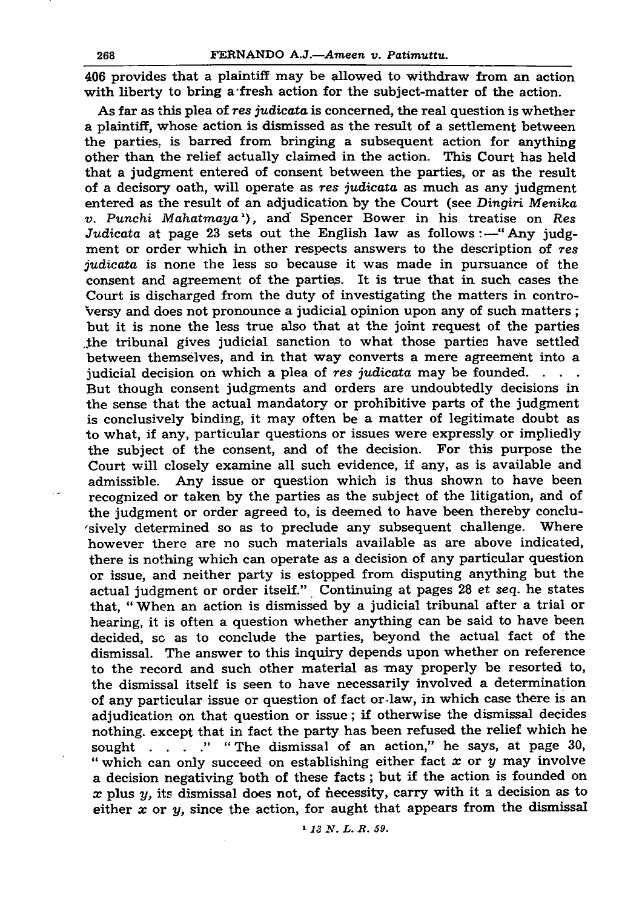406 provides that a plaintiff may be allowed to withdraw from an action with liberty to bring a fresh action for the subject-matter of the action.

As far as this plea of *res judicata* is concerned, the real question is whether a plaintiff, whose action is dismissed as the result of a settlement between the parties, is barred from bringing a subsequent action for anything other than the relief actually claimed in the action. This Court has held that a judgment entered of consent between the parties, or as the result of a decisory oath, will operate as *res judicata* as much as any judgment entered as the result of an adjudication by the Court (see *Dingiri Menika v. Punchi Mahatmaya*[1]), and Spencer Bower in his treatise on *Res Judicata* at page 23 sets out the English law as follows :—" Any judgment or order which in other respects answers to the description of *res judicata* is none the less so because it was made in pursuance of the consent and agreement of the parties. It is true that in such cases the Court is discharged from the duty of investigating the matters in controversy and does not pronounce a judicial opinion upon any of such matters ; but it is none the less true also that at the joint request of the parties the tribunal gives judicial sanction to what those parties have settled between themselves, and in that way converts a mere agreement into a judicial decision on which a plea of *res judicata* may be founded. . . . But though consent judgments and orders are undoubtedly decisions in the sense that the actual mandatory or prohibitive parts of the judgment is conclusively binding, it may often be a matter of legitimate doubt as to what, if any, particular questions or issues were expressly or impliedly the subject of the consent, and of the decision. For this purpose the Court will closely examine all such evidence, if any, as is available and admissible. Any issue or question which is thus shown to have been recognized or taken by the parties as the subject of the litigation, and of the judgment or order agreed to, is deemed to have been thereby conclusively determined so as to preclude any subsequent challenge. Where however there are no such materials available as are above indicated, there is nothing which can operate as a decision of any particular question or issue, and neither party is estopped from disputing anything but the actual judgment or order itself." Continuing at pages 28 *et seq.* he states that, " When an action is dismissed by a judicial tribunal after a trial or hearing, it is often a question whether anything can be said to have been decided, so as to conclude the parties, beyond the actual fact of the dismissal. The answer to this inquiry depends upon whether on reference to the record and such other material as may properly be resorted to, the dismissal itself is seen to have necessarily involved a determination of any particular issue or question of fact or law, in which case there is an adjudication on that question or issue ; if otherwise the dismissal decides nothing except that in fact the party has been refused the relief which he sought . . . ." " The dismissal of an action," he says, at page 30, " which can only succeed on establishing either fact $x$ or $y$ may involve a decision negativing both of these facts ; but if the action is founded on $x$ plus $y$, its dismissal does not, of necessity, carry with it a decision as to either $x$ or $y$, since the action, for aught that appears from the dismissal

[1] 13 N. L. R. 59.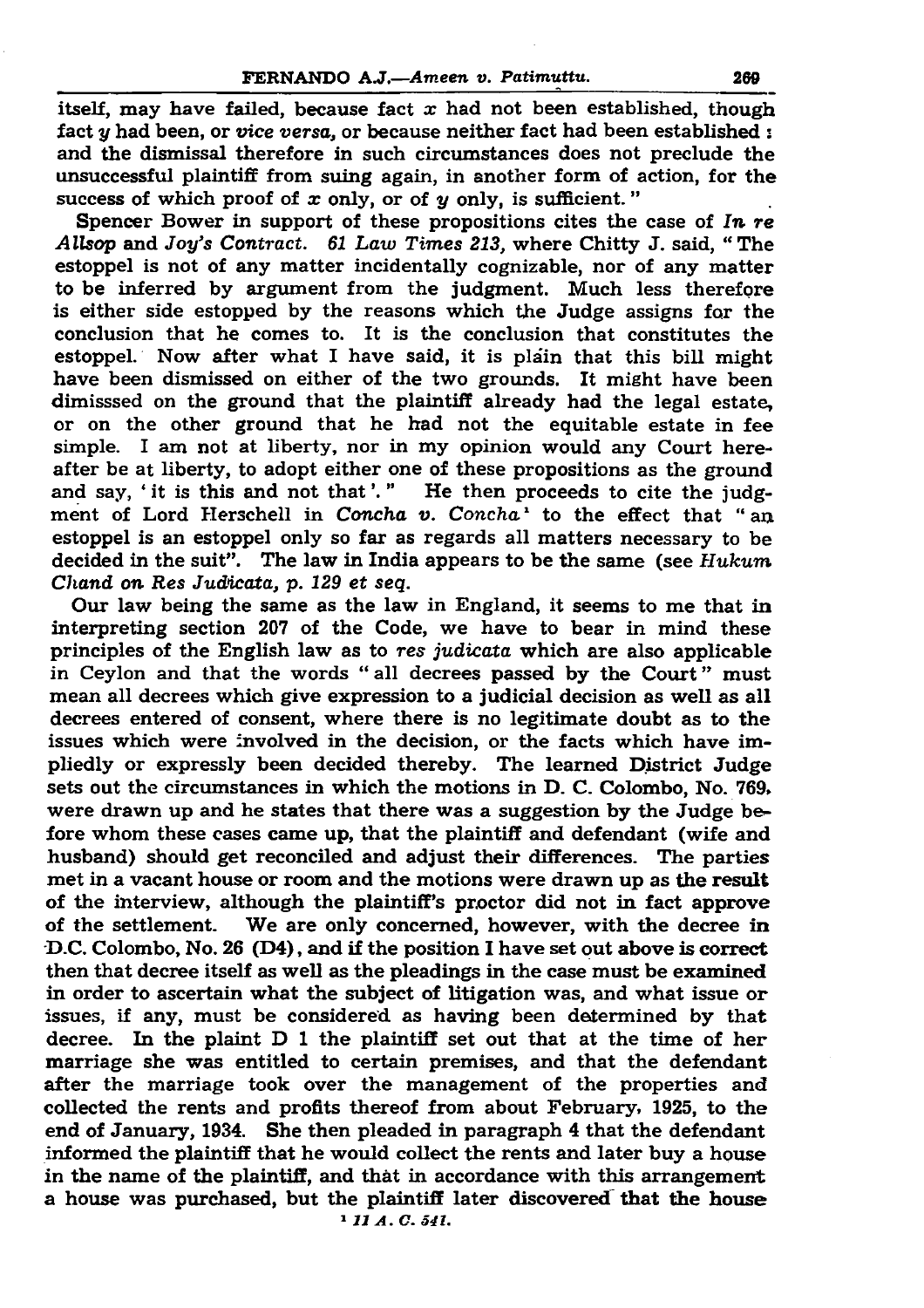itself, may have failed, because fact $x$ had not been established, though fact $y$ had been, or *vice versa*, or because neither fact had been established : and the dismissal therefore in such circumstances does not preclude the unsuccessful plaintiff from suing again, in another form of action, for the success of which proof of $x$ only, or of $y$ only, is sufficient."

Spencer Bower in support of these propositions cites the case of *In re Allsop* and *Joy's Contract. 61 Law Times 213,* where Chitty J. said, "The estoppel is not of any matter incidentally cognizable, nor of any matter to be inferred by argument from the judgment. Much less therefore is either side estopped by the reasons which the Judge assigns for the conclusion that he comes to. It is the conclusion that constitutes the estoppel. Now after what I have said, it is plain that this bill might have been dismissed on either of the two grounds. It might have been dimisssed on the ground that the plaintiff already had the legal estate, or on the other ground that he had not the equitable estate in fee simple. I am not at liberty, nor in my opinion would any Court hereafter be at liberty, to adopt either one of these propositions as the ground and say, 'it is this and not that'." He then proceeds to cite the judgment of Lord Herschell in *Concha v. Concha*[1] to the effect that "an estoppel is an estoppel only so far as regards all matters necessary to be decided in the suit". The law in India appears to be the same (see *Hukum Chand on Res Judicata, p. 129 et seq.*

Our law being the same as the law in England, it seems to me that in interpreting section 207 of the Code, we have to bear in mind these principles of the English law as to *res judicata* which are also applicable in Ceylon and that the words "all decrees passed by the Court" must mean all decrees which give expression to a judicial decision as well as all decrees entered of consent, where there is no legitimate doubt as to the issues which were involved in the decision, or the facts which have impliedly or expressly been decided thereby. The learned District Judge sets out the circumstances in which the motions in D. C. Colombo, No. 769, were drawn up and he states that there was a suggestion by the Judge before whom these cases came up, that the plaintiff and defendant (wife and husband) should get reconciled and adjust their differences. The parties met in a vacant house or room and the motions were drawn up as the result of the interview, although the plaintiff's proctor did not in fact approve of the settlement. We are only concerned, however, with the decree in D.C. Colombo, No. 26 (D4), and if the position I have set out above is correct then that decree itself as well as the pleadings in the case must be examined in order to ascertain what the subject of litigation was, and what issue or issues, if any, must be considered as having been determined by that decree. In the plaint D 1 the plaintiff set out that at the time of her marriage she was entitled to certain premises, and that the defendant after the marriage took over the management of the properties and collected the rents and profits thereof from about February, 1925, to the end of January, 1934. She then pleaded in paragraph 4 that the defendant informed the plaintiff that he would collect the rents and later buy a house in the name of the plaintiff, and that in accordance with this arrangement a house was purchased, but the plaintiff later discovered that the house

[1] *11 A. C. 541.*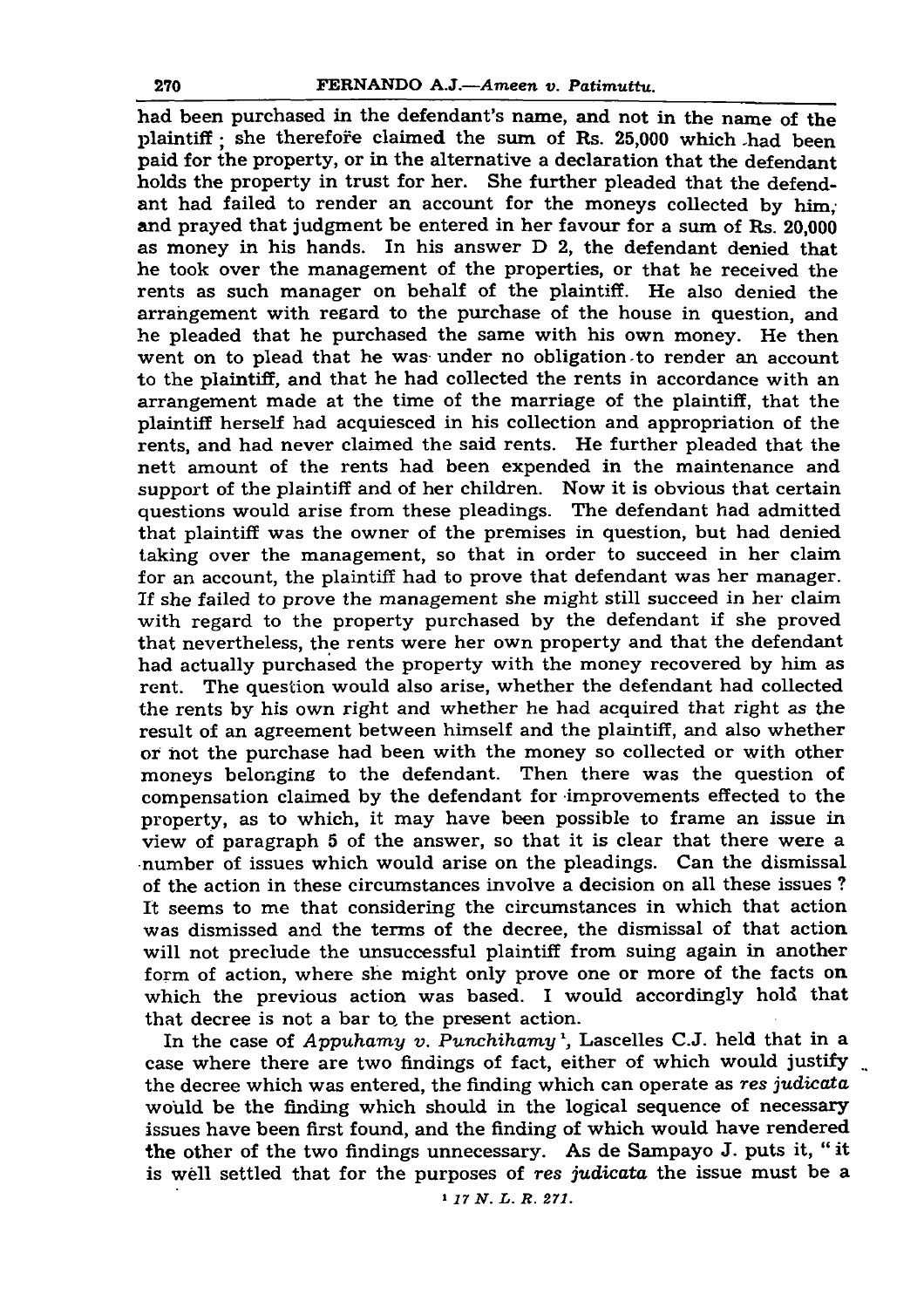had been purchased in the defendant's name, and not in the name of the plaintiff; she therefore claimed the sum of Rs. 25,000 which had been paid for the property, or in the alternative a declaration that the defendant holds the property in trust for her. She further pleaded that the defendant had failed to render an account for the moneys collected by him, and prayed that judgment be entered in her favour for a sum of Rs. 20,000 as money in his hands. In his answer D 2, the defendant denied that he took over the management of the properties, or that he received the rents as such manager on behalf of the plaintiff. He also denied the arrangement with regard to the purchase of the house in question, and he pleaded that he purchased the same with his own money. He then went on to plead that he was under no obligation to render an account to the plaintiff, and that he had collected the rents in accordance with an arrangement made at the time of the marriage of the plaintiff, that the plaintiff herself had acquiesced in his collection and appropriation of the rents, and had never claimed the said rents. He further pleaded that the nett amount of the rents had been expended in the maintenance and support of the plaintiff and of her children. Now it is obvious that certain questions would arise from these pleadings. The defendant had admitted that plaintiff was the owner of the premises in question, but had denied taking over the management, so that in order to succeed in her claim for an account, the plaintiff had to prove that defendant was her manager. If she failed to prove the management she might still succeed in her claim with regard to the property purchased by the defendant if she proved that nevertheless, the rents were her own property and that the defendant had actually purchased the property with the money recovered by him as rent. The question would also arise, whether the defendant had collected the rents by his own right and whether he had acquired that right as the result of an agreement between himself and the plaintiff, and also whether or not the purchase had been with the money so collected or with other moneys belonging to the defendant. Then there was the question of compensation claimed by the defendant for improvements effected to the property, as to which, it may have been possible to frame an issue in view of paragraph 5 of the answer, so that it is clear that there were a number of issues which would arise on the pleadings. Can the dismissal of the action in these circumstances involve a decision on all these issues? It seems to me that considering the circumstances in which that action was dismissed and the terms of the decree, the dismissal of that action will not preclude the unsuccessful plaintiff from suing again in another form of action, where she might only prove one or more of the facts on which the previous action was based. I would accordingly hold that that decree is not a bar to the present action.

In the case of *Appuhamy v. Punchihamy*[1], Lascelles C.J. held that in a case where there are two findings of fact, either of which would justify the decree which was entered, the finding which can operate as *res judicata* would be the finding which should in the logical sequence of necessary issues have been first found, and the finding of which would have rendered the other of the two findings unnecessary. As de Sampayo J. puts it, "it is well settled that for the purposes of *res judicata* the issue must be a

[1] *17 N. L. R. 271.*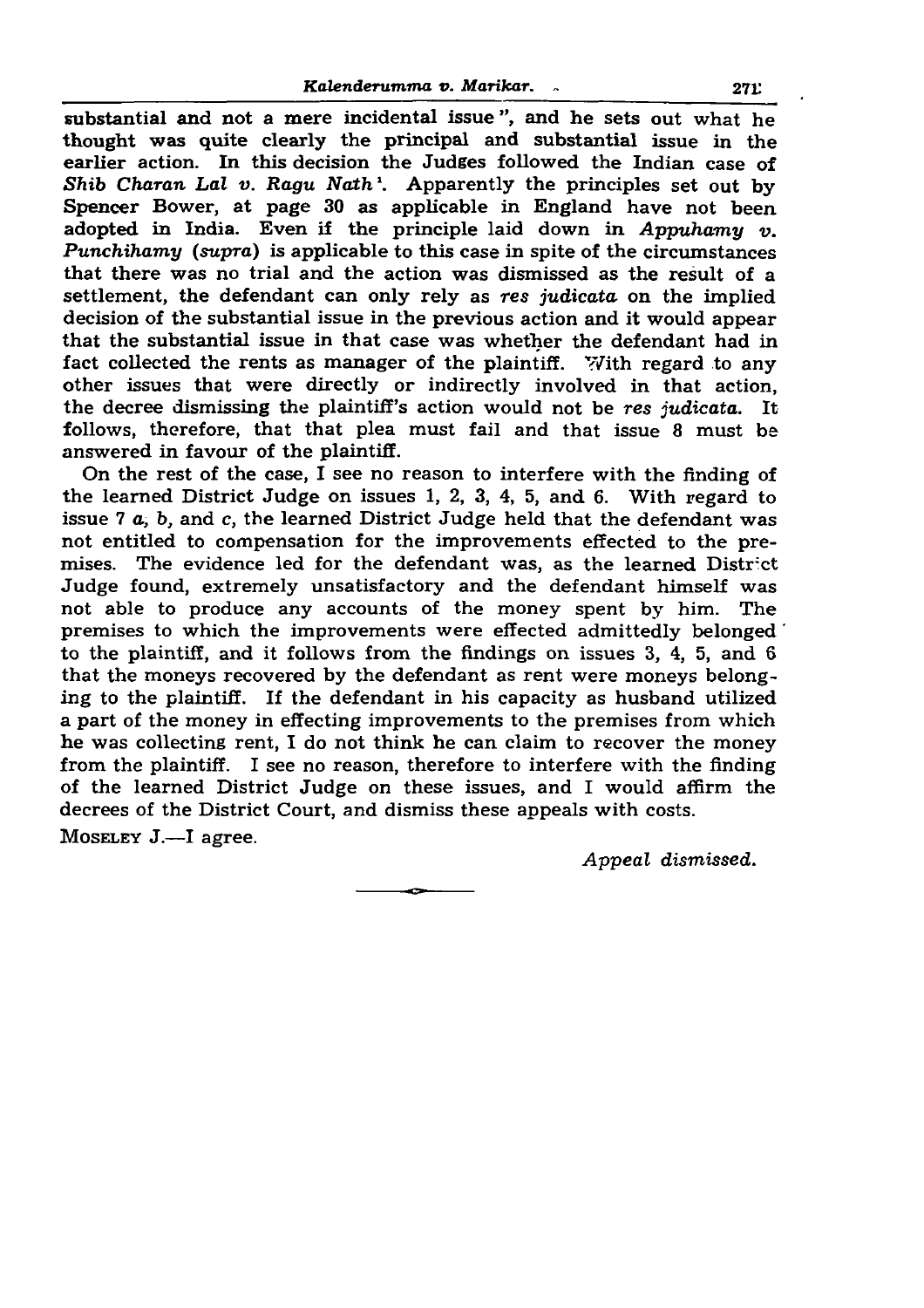substantial and not a mere incidental issue", and he sets out what he thought was quite clearly the principal and substantial issue in the earlier action. In this decision the Judges followed the Indian case of *Shib Charan Lal v. Ragu Nath*[1]. Apparently the principles set out by Spencer Bower, at page 30 as applicable in England have not been adopted in India. Even if the principle laid down in *Appuhamy v. Punchihamy (supra)* is applicable to this case in spite of the circumstances that there was no trial and the action was dismissed as the result of a settlement, the defendant can only rely as *res judicata* on the implied decision of the substantial issue in the previous action and it would appear that the substantial issue in that case was whether the defendant had in fact collected the rents as manager of the plaintiff. With regard to any other issues that were directly or indirectly involved in that action, the decree dismissing the plaintiff's action would not be *res judicata*. It follows, therefore, that that plea must fail and that issue 8 must be answered in favour of the plaintiff.

On the rest of the case, I see no reason to interfere with the finding of the learned District Judge on issues 1, 2, 3, 4, 5, and 6. With regard to issue 7 *a*, *b*, and *c*, the learned District Judge held that the defendant was not entitled to compensation for the improvements effected to the premises. The evidence led for the defendant was, as the learned District Judge found, extremely unsatisfactory and the defendant himself was not able to produce any accounts of the money spent by him. The premises to which the improvements were effected admittedly belonged to the plaintiff, and it follows from the findings on issues 3, 4, 5, and 6 that the moneys recovered by the defendant as rent were moneys belonging to the plaintiff. If the defendant in his capacity as husband utilized a part of the money in effecting improvements to the premises from which he was collecting rent, I do not think he can claim to recover the money from the plaintiff. I see no reason, therefore to interfere with the finding of the learned District Judge on these issues, and I would affirm the decrees of the District Court, and dismiss these appeals with costs.

MOSELEY J.—I agree.

*Appeal dismissed.*